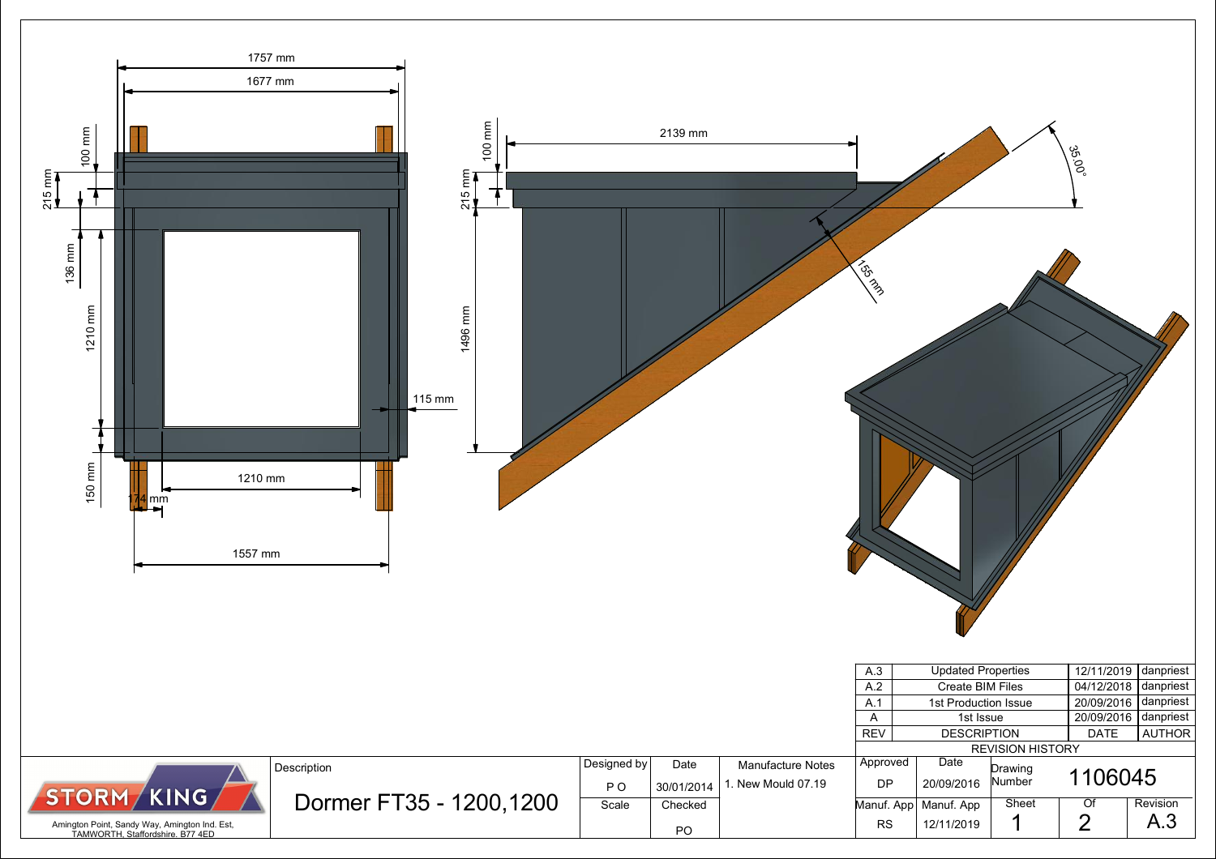1757 mm

1677 mm

100 mm

215 mm

136 mm

1210 mm

150 mm

115 mm

1210 mm

174 mm

1557 mm

100 mm

215 mm

2139 mm

1496 mm

155 mm

35.00°

| REV | DESCRIPTION | DATE | AUTHOR |
|---|---|---|---|
| A.3 | Updated Properties | 12/11/2019 | danpriest |
| A.2 | Create BIM Files | 04/12/2018 | danpriest |
| A.1 | 1st Production Issue | 20/09/2016 | danpriest |
| A | 1st Issue | 20/09/2016 | danpriest |

REVISION HISTORY

STORM KING

Amington Point, Sandy Way, Amington Ind. Est, TAMWORTH, Staffordshire. B77 4ED

| Description | Designed by | Date | Manufacture Notes | Approved | Date | Drawing Number | |
|---|---|---|---|---|---|---|---|
| Dormer FT35 - 1200,1200 | P O | 30/01/2014 | 1. New Mould 07.19 | DP | 20/09/2016 | 1106045 | |
| | Scale | Checked | | Manuf. App | Manuf. App | Sheet | Of | Revision |
| | | PO | | RS | 12/11/2019 | 1 | 2 | A.3 |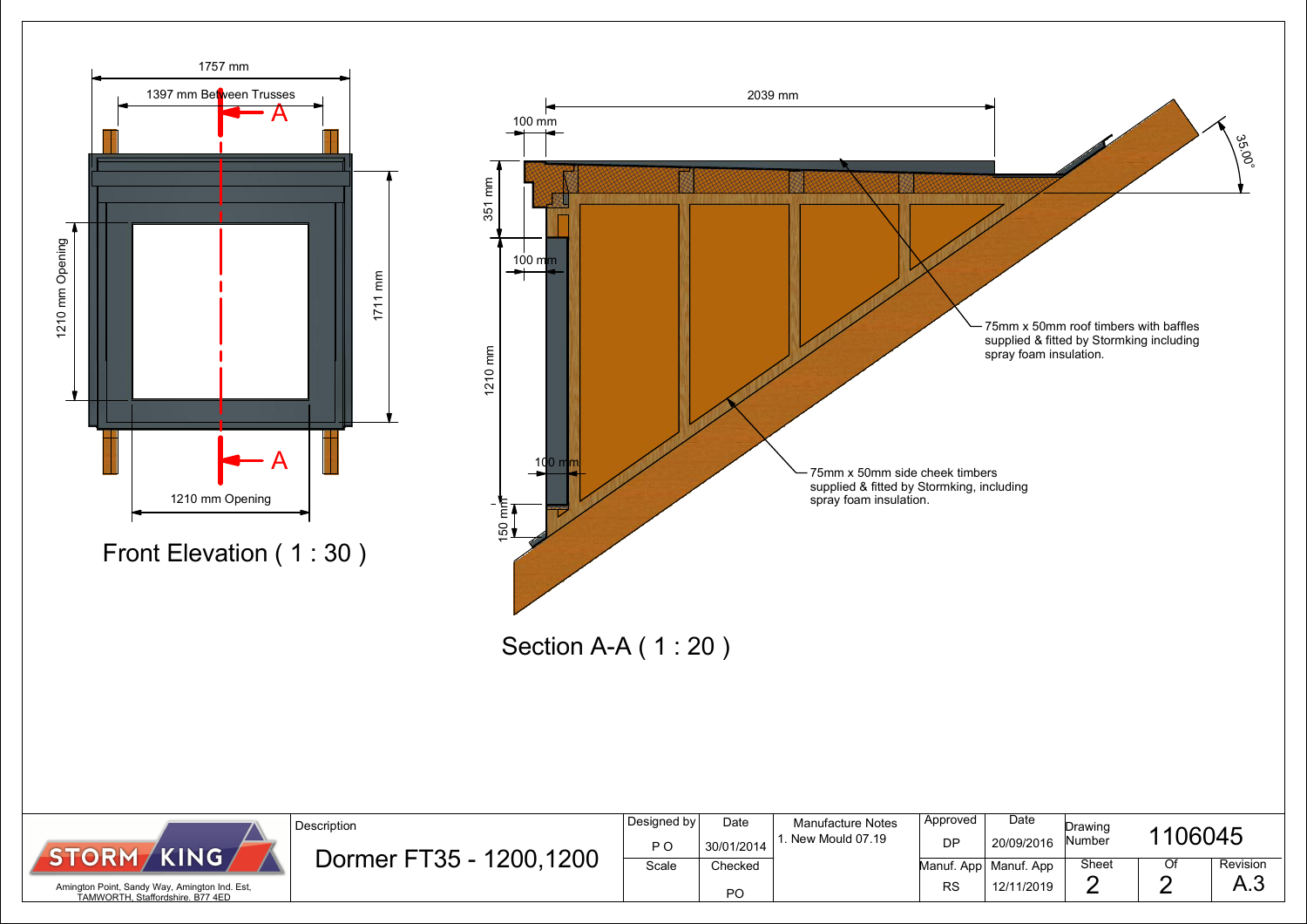1757 mm

1397 mm Between Trusses

A

1210 mm Opening

1711 mm

A

1210 mm Opening

Front Elevation ( 1 : 30 )

2039 mm

100 mm

351 mm

100 mm

1210 mm

100 mm

150 mm

35.00°

75mm x 50mm roof timbers with baffles supplied & fitted by Stormking including spray foam insulation.

75mm x 50mm side cheek timbers supplied & fitted by Stormking, including spray foam insulation.

Section A-A ( 1 : 20 )

STORM KING

Amington Point, Sandy Way, Amington Ind. Est, TAMWORTH, Staffordshire. B77 4ED

| Description | Designed by | Date | Manufacture Notes | Approved | Date | Drawing Number | | |
|---|---|---|---|---|---|---|---|---|
| Dormer FT35 - 1200,1200 | P O | 30/01/2014 | 1. New Mould 07.19 | DP | 20/09/2016 | 1106045 | | |
| | Scale | Checked | | Manuf. App | Manuf. App | Sheet | Of | Revision |
| | | PO | | RS | 12/11/2019 | 2 | 2 | A.3 |